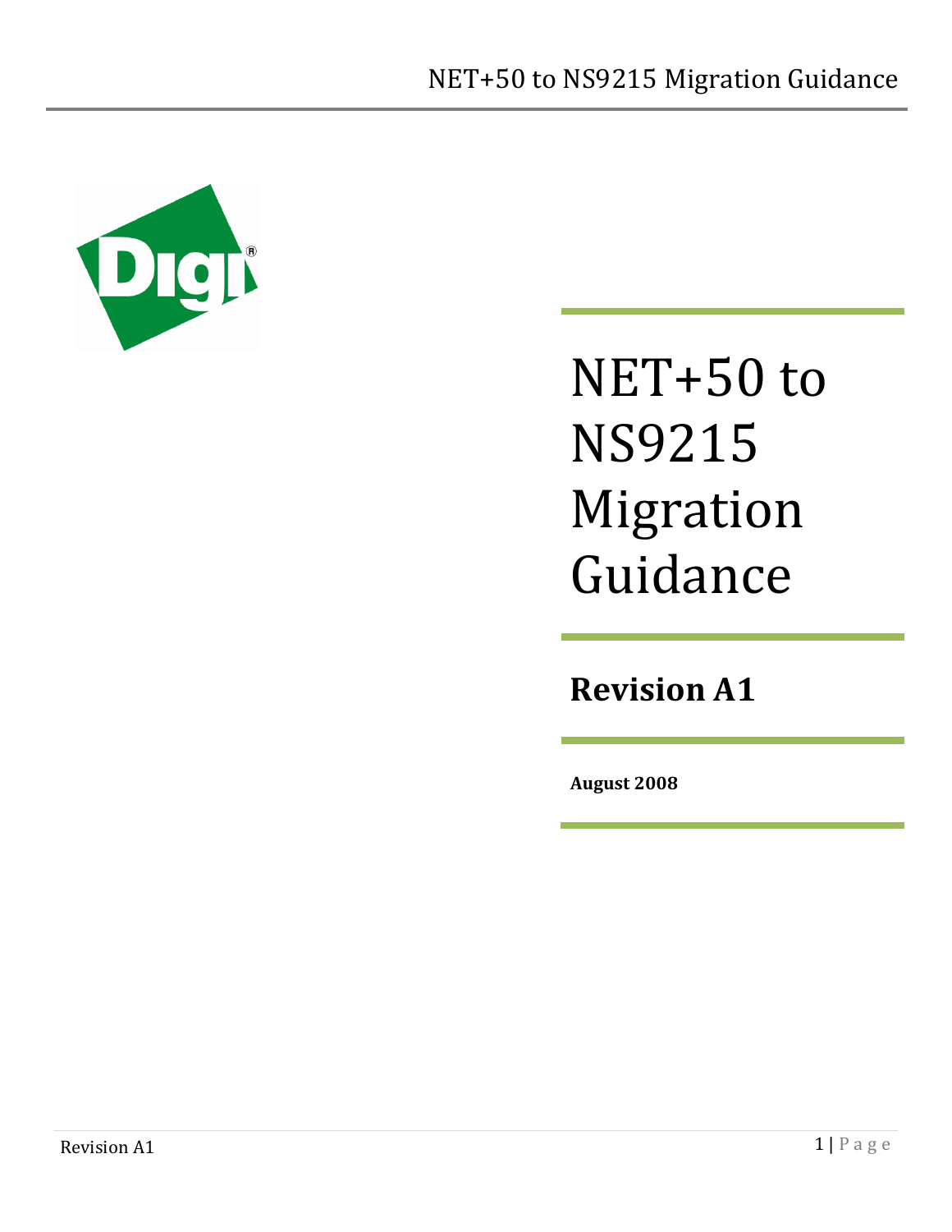# NET+50 to NS9215 Migration Guidance

**Revision A1**

**August 2008**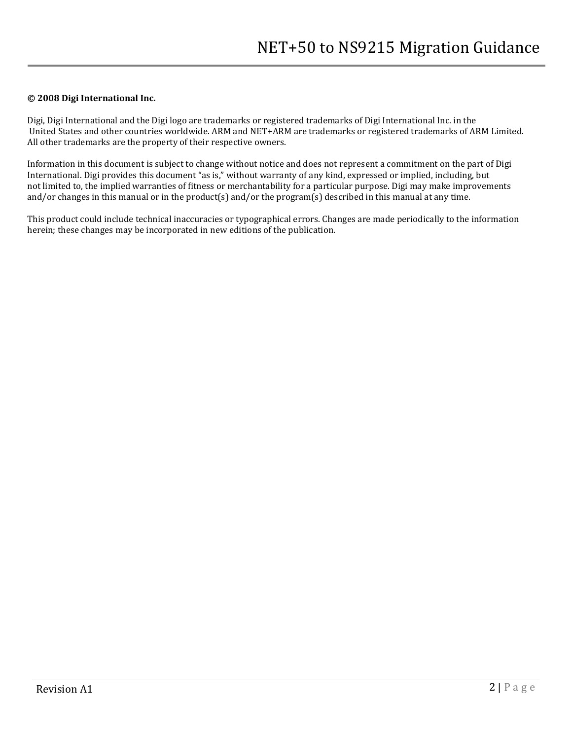**© 2008 Digi International Inc.**

Digi, Digi International and the Digi logo are trademarks or registered trademarks of Digi International Inc. in the United States and other countries worldwide. ARM and NET+ARM are trademarks or registered trademarks of ARM Limited. All other trademarks are the property of their respective owners.

Information in this document is subject to change without notice and does not represent a commitment on the part of Digi International. Digi provides this document "as is," without warranty of any kind, expressed or implied, including, but not limited to, the implied warranties of fitness or merchantability for a particular purpose. Digi may make improvements and/or changes in this manual or in the product(s) and/or the program(s) described in this manual at any time.

This product could include technical inaccuracies or typographical errors. Changes are made periodically to the information herein; these changes may be incorporated in new editions of the publication.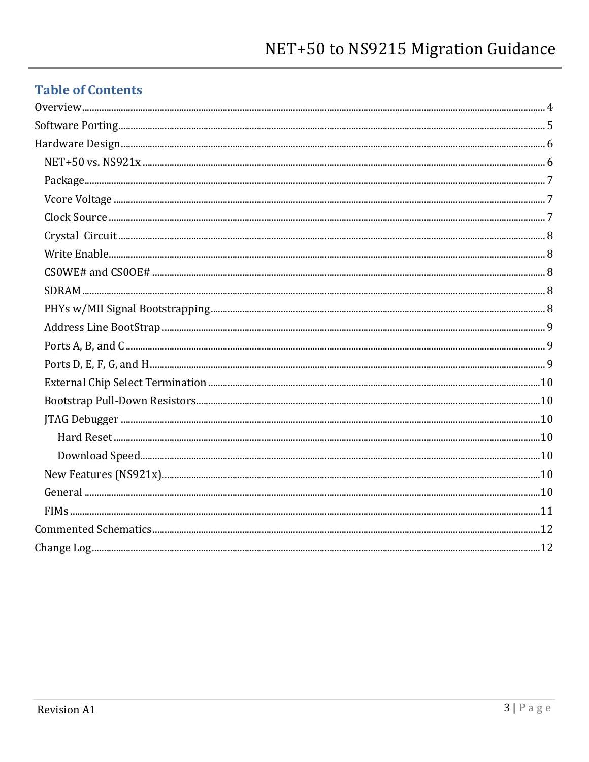## Table of Contents

- Overview ..... 4
- Software Porting ..... 5
- Hardware Design ..... 6
  - NET+50 vs. NS921x ..... 6
  - Package ..... 7
  - Vcore Voltage ..... 7
  - Clock Source ..... 7
  - Crystal Circuit ..... 8
  - Write Enable ..... 8
  - CS0WE# and CS0OE# ..... 8
  - SDRAM ..... 8
  - PHYs w/MII Signal Bootstrapping ..... 8
  - Address Line BootStrap ..... 9
  - Ports A, B, and C ..... 9
  - Ports D, E, F, G, and H ..... 9
  - External Chip Select Termination ..... 10
  - Bootstrap Pull-Down Resistors ..... 10
  - JTAG Debugger ..... 10
    - Hard Reset ..... 10
    - Download Speed ..... 10
  - New Features (NS921x) ..... 10
  - General ..... 10
  - FIMs ..... 11
- Commented Schematics ..... 12
- Change Log ..... 12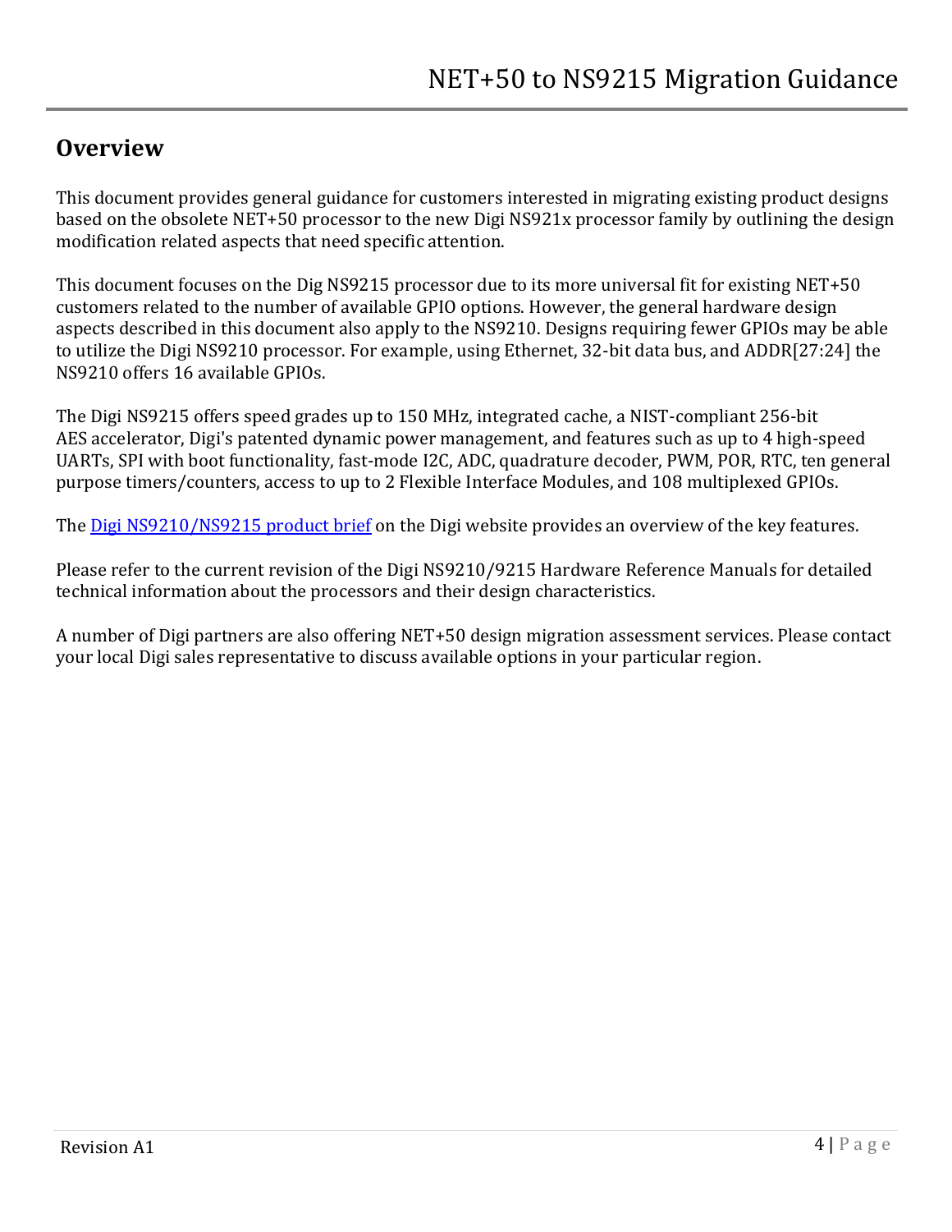## Overview

This document provides general guidance for customers interested in migrating existing product designs based on the obsolete NET+50 processor to the new Digi NS921x processor family by outlining the design modification related aspects that need specific attention.

This document focuses on the Dig NS9215 processor due to its more universal fit for existing NET+50 customers related to the number of available GPIO options. However, the general hardware design aspects described in this document also apply to the NS9210. Designs requiring fewer GPIOs may be able to utilize the Digi NS9210 processor. For example, using Ethernet, 32-bit data bus, and ADDR[27:24] the NS9210 offers 16 available GPIOs.

The Digi NS9215 offers speed grades up to 150 MHz, integrated cache, a NIST-compliant 256-bit AES accelerator, Digi's patented dynamic power management, and features such as up to 4 high-speed UARTs, SPI with boot functionality, fast-mode I2C, ADC, quadrature decoder, PWM, POR, RTC, ten general purpose timers/counters, access to up to 2 Flexible Interface Modules, and 108 multiplexed GPIOs.

The Digi NS9210/NS9215 product brief on the Digi website provides an overview of the key features.

Please refer to the current revision of the Digi NS9210/9215 Hardware Reference Manuals for detailed technical information about the processors and their design characteristics.

A number of Digi partners are also offering NET+50 design migration assessment services. Please contact your local Digi sales representative to discuss available options in your particular region.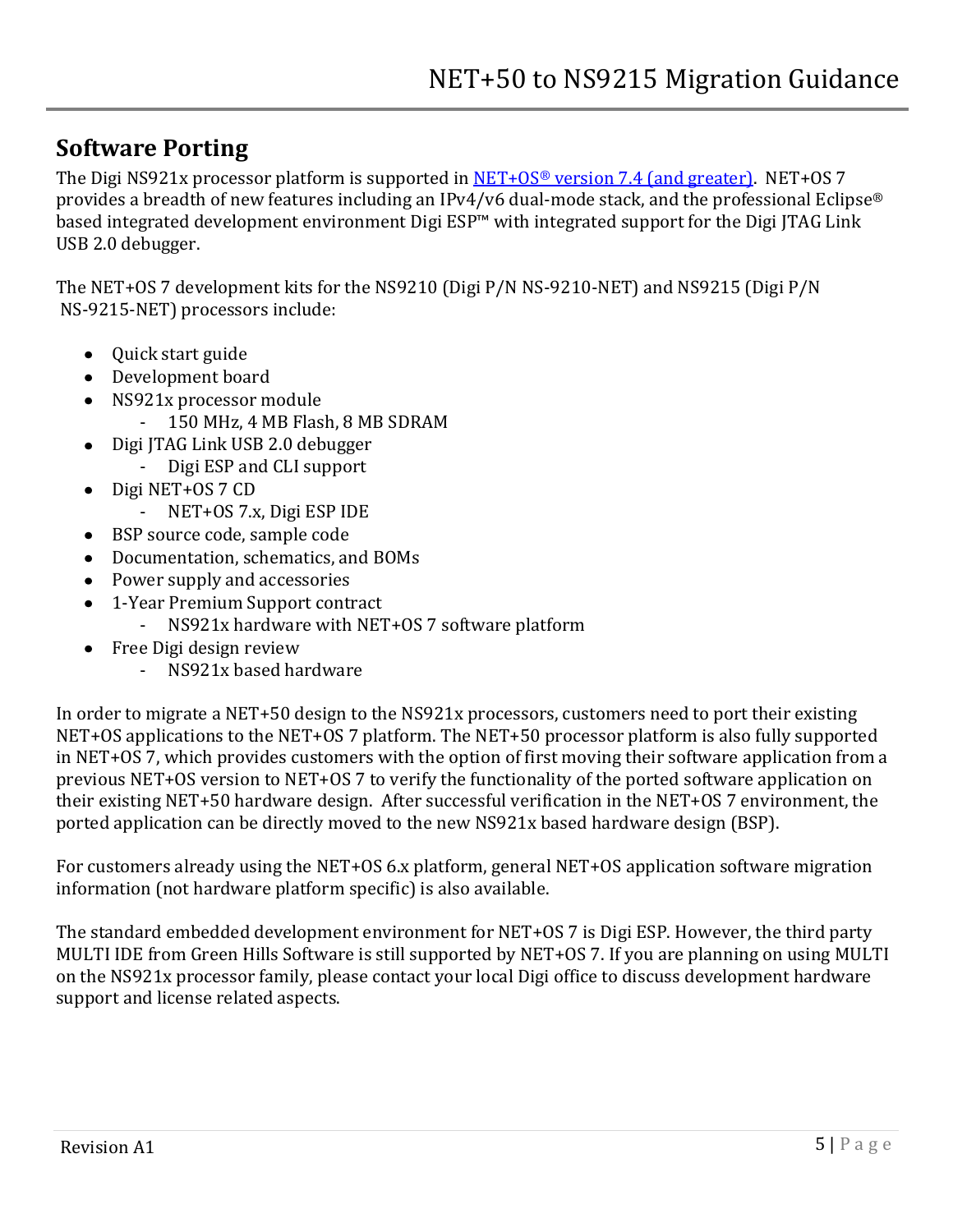## Software Porting

The Digi NS921x processor platform is supported in [NET+OS® version 7.4 (and greater)](). NET+OS 7 provides a breadth of new features including an IPv4/v6 dual-mode stack, and the professional Eclipse® based integrated development environment Digi ESP™ with integrated support for the Digi JTAG Link USB 2.0 debugger.

The NET+OS 7 development kits for the NS9210 (Digi P/N NS-9210-NET) and NS9215 (Digi P/N NS-9215-NET) processors include:

- Quick start guide
- Development board
- NS921x processor module
  - 150 MHz, 4 MB Flash, 8 MB SDRAM
- Digi JTAG Link USB 2.0 debugger
  - Digi ESP and CLI support
- Digi NET+OS 7 CD
  - NET+OS 7.x, Digi ESP IDE
- BSP source code, sample code
- Documentation, schematics, and BOMs
- Power supply and accessories
- 1-Year Premium Support contract
  - NS921x hardware with NET+OS 7 software platform
- Free Digi design review
  - NS921x based hardware

In order to migrate a NET+50 design to the NS921x processors, customers need to port their existing NET+OS applications to the NET+OS 7 platform. The NET+50 processor platform is also fully supported in NET+OS 7, which provides customers with the option of first moving their software application from a previous NET+OS version to NET+OS 7 to verify the functionality of the ported software application on their existing NET+50 hardware design. After successful verification in the NET+OS 7 environment, the ported application can be directly moved to the new NS921x based hardware design (BSP).

For customers already using the NET+OS 6.x platform, general NET+OS application software migration information (not hardware platform specific) is also available.

The standard embedded development environment for NET+OS 7 is Digi ESP. However, the third party MULTI IDE from Green Hills Software is still supported by NET+OS 7. If you are planning on using MULTI on the NS921x processor family, please contact your local Digi office to discuss development hardware support and license related aspects.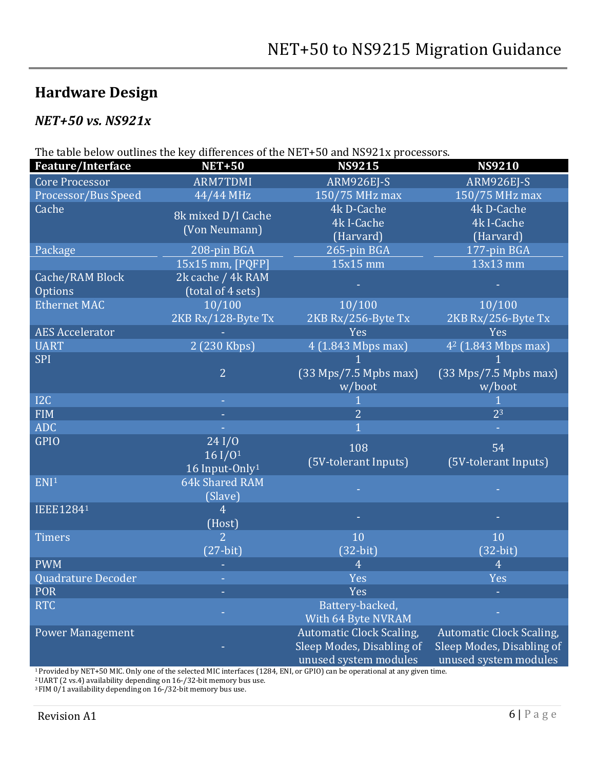## Hardware Design

### *NET+50 vs. NS921x*

The table below outlines the key differences of the NET+50 and NS921x processors.

| Feature/Interface | NET+50 | NS9215 | NS9210 |
|---|---|---|---|
| Core Processor | ARM7TDMI | ARM926EJ-S | ARM926EJ-S |
| Processor/Bus Speed | 44/44 MHz | 150/75 MHz max | 150/75 MHz max |
| Cache | 8k mixed D/I Cache (Von Neumann) | 4k D-Cache 4k I-Cache (Harvard) | 4k D-Cache 4k I-Cache (Harvard) |
| Package | 208-pin BGA 15x15 mm, [PQFP] | 265-pin BGA 15x15 mm | 177-pin BGA 13x13 mm |
| Cache/RAM Block Options | 2k cache / 4k RAM (total of 4 sets) | - | - |
| Ethernet MAC | 10/100 2KB Rx/128-Byte Tx | 10/100 2KB Rx/256-Byte Tx | 10/100 2KB Rx/256-Byte Tx |
| AES Accelerator | - | Yes | Yes |
| UART | 2 (230 Kbps) | 4 (1.843 Mbps max) | 4[2] (1.843 Mbps max) |
| SPI | 2 | 1 (33 Mps/7.5 Mpbs max) w/boot | 1 (33 Mps/7.5 Mpbs max) w/boot |
| I2C | - | 1 | 1 |
| FIM | - | 2 | 2[3] |
| ADC | - | 1 | - |
| GPIO | 24 I/O 16 I/O[1] 16 Input-Only[1] | 108 (5V-tolerant Inputs) | 54 (5V-tolerant Inputs) |
| ENI[1] | 64k Shared RAM (Slave) | - | - |
| IEEE1284[1] | 4 (Host) | - | - |
| Timers | 2 (27-bit) | 10 (32-bit) | 10 (32-bit) |
| PWM | - | 4 | 4 |
| Quadrature Decoder | - | Yes | Yes |
| POR | - | Yes | - |
| RTC | - | Battery-backed, With 64 Byte NVRAM | - |
| Power Management | - | Automatic Clock Scaling, Sleep Modes, Disabling of unused system modules | Automatic Clock Scaling, Sleep Modes, Disabling of unused system modules |

[1] Provided by NET+50 MIC. Only one of the selected MIC interfaces (1284, ENI, or GPIO) can be operational at any given time.
[2] UART (2 vs.4) availability depending on 16-/32-bit memory bus use.
[3] FIM 0/1 availability depending on 16-/32-bit memory bus use.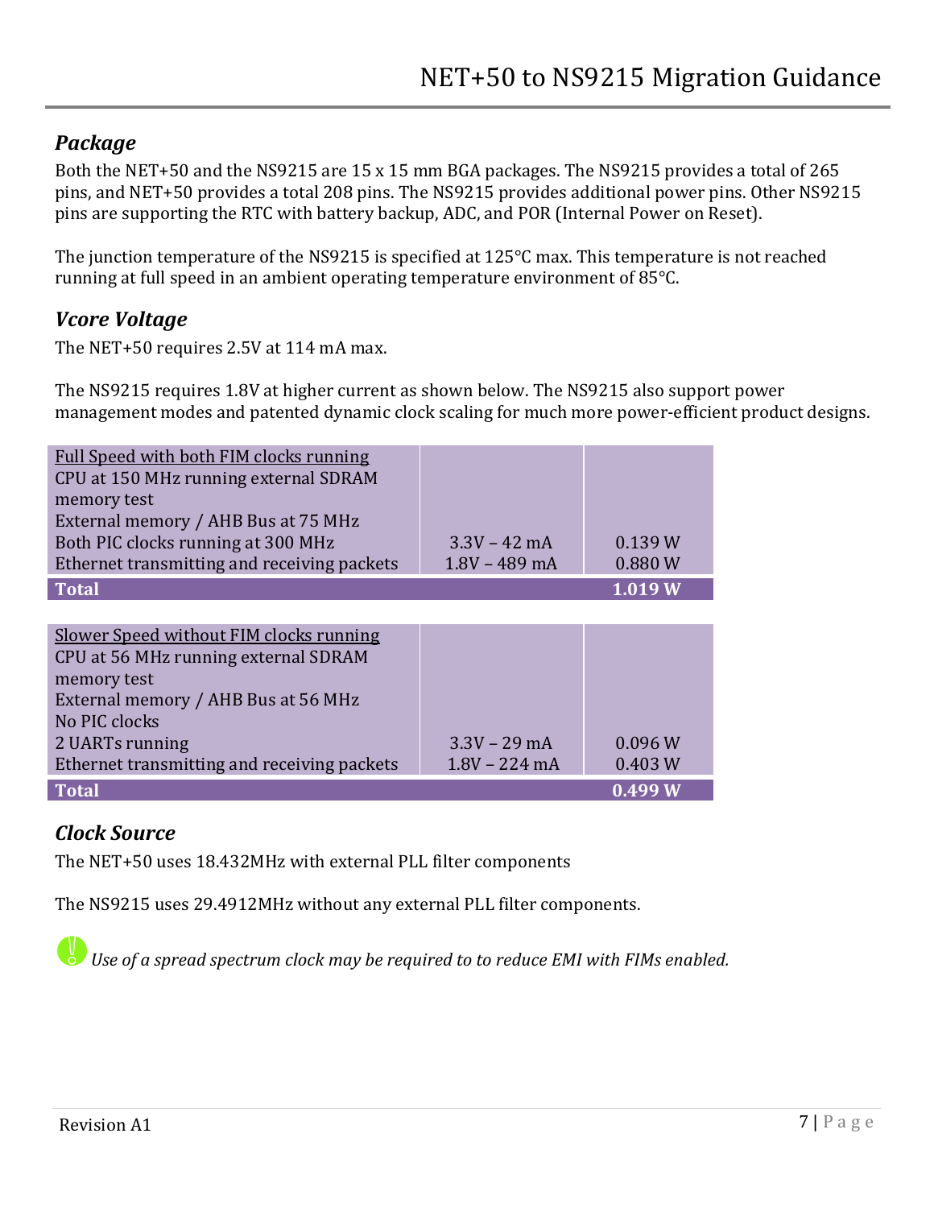## *Package*

Both the NET+50 and the NS9215 are 15 x 15 mm BGA packages. The NS9215 provides a total of 265 pins, and NET+50 provides a total 208 pins. The NS9215 provides additional power pins. Other NS9215 pins are supporting the RTC with battery backup, ADC, and POR (Internal Power on Reset).

The junction temperature of the NS9215 is specified at 125°C max. This temperature is not reached running at full speed in an ambient operating temperature environment of 85°C.

## *Vcore Voltage*

The NET+50 requires 2.5V at 114 mA max.

The NS9215 requires 1.8V at higher current as shown below. The NS9215 also support power management modes and patented dynamic clock scaling for much more power-efficient product designs.

| Full Speed with both FIM clocks running<br>CPU at 150 MHz running external SDRAM memory test<br>External memory / AHB Bus at 75 MHz<br>Both PIC clocks running at 300 MHz<br>Ethernet transmitting and receiving packets | 3.3V – 42 mA<br>1.8V – 489 mA | 0.139 W<br>0.880 W |
|---|---|---|
| **Total** | | **1.019 W** |

| Slower Speed without FIM clocks running<br>CPU at 56 MHz running external SDRAM memory test<br>External memory / AHB Bus at 56 MHz<br>No PIC clocks<br>2 UARTs running<br>Ethernet transmitting and receiving packets | 3.3V – 29 mA<br>1.8V – 224 mA | 0.096 W<br>0.403 W |
|---|---|---|
| **Total** | | **0.499 W** |

## *Clock Source*

The NET+50 uses 18.432MHz with external PLL filter components

The NS9215 uses 29.4912MHz without any external PLL filter components.

*Use of a spread spectrum clock may be required to to reduce EMI with FIMs enabled.*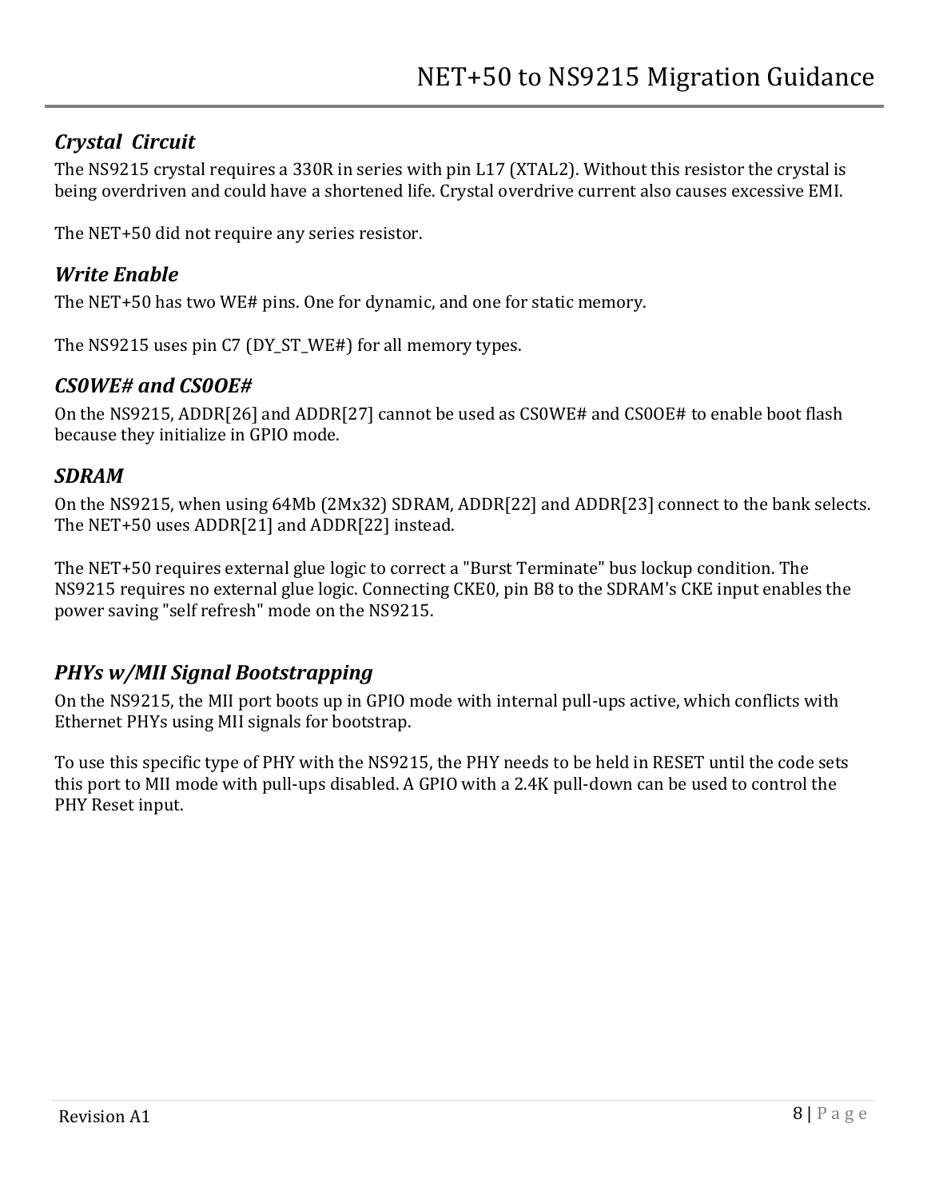## *Crystal Circuit*

The NS9215 crystal requires a 330R in series with pin L17 (XTAL2). Without this resistor the crystal is being overdriven and could have a shortened life. Crystal overdrive current also causes excessive EMI.

The NET+50 did not require any series resistor.

## *Write Enable*

The NET+50 has two WE# pins. One for dynamic, and one for static memory.

The NS9215 uses pin C7 (DY_ST_WE#) for all memory types.

## *CS0WE# and CS0OE#*

On the NS9215, ADDR[26] and ADDR[27] cannot be used as CS0WE# and CS0OE# to enable boot flash because they initialize in GPIO mode.

## *SDRAM*

On the NS9215, when using 64Mb (2Mx32) SDRAM, ADDR[22] and ADDR[23] connect to the bank selects. The NET+50 uses ADDR[21] and ADDR[22] instead.

The NET+50 requires external glue logic to correct a "Burst Terminate" bus lockup condition. The NS9215 requires no external glue logic. Connecting CKE0, pin B8 to the SDRAM's CKE input enables the power saving "self refresh" mode on the NS9215.

## *PHYs w/MII Signal Bootstrapping*

On the NS9215, the MII port boots up in GPIO mode with internal pull-ups active, which conflicts with Ethernet PHYs using MII signals for bootstrap.

To use this specific type of PHY with the NS9215, the PHY needs to be held in RESET until the code sets this port to MII mode with pull-ups disabled. A GPIO with a 2.4K pull-down can be used to control the PHY Reset input.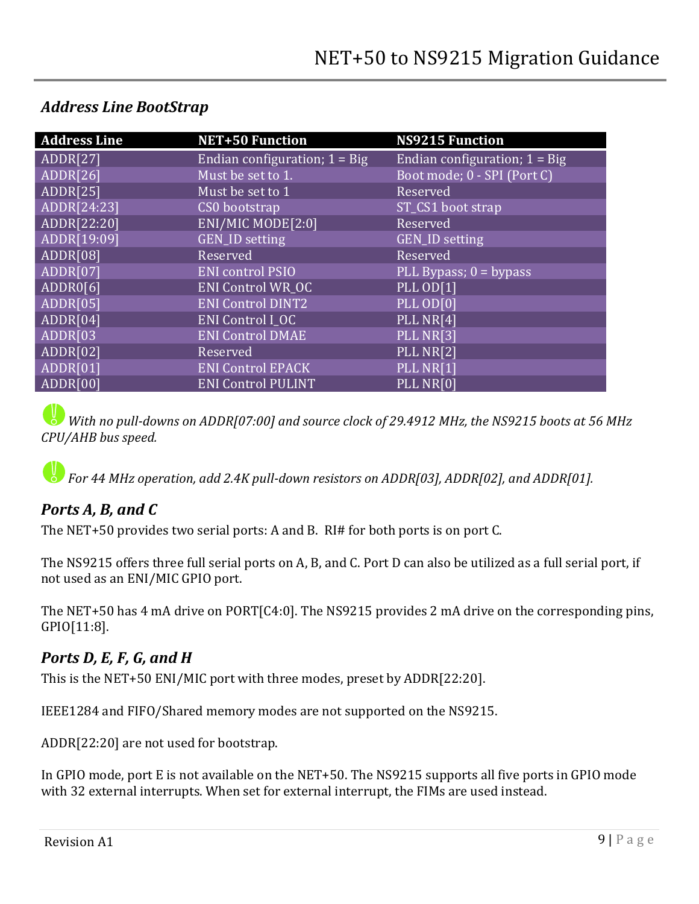### Address Line BootStrap

| Address Line | NET+50 Function | NS9215 Function |
|---|---|---|
| ADDR[27] | Endian configuration; 1 = Big | Endian configuration; 1 = Big |
| ADDR[26] | Must be set to 1. | Boot mode; 0 - SPI (Port C) |
| ADDR[25] | Must be set to 1 | Reserved |
| ADDR[24:23] | CS0 bootstrap | ST_CS1 boot strap |
| ADDR[22:20] | ENI/MIC MODE[2:0] | Reserved |
| ADDR[19:09] | GEN_ID setting | GEN_ID setting |
| ADDR[08] | Reserved | Reserved |
| ADDR[07] | ENI control PSIO | PLL Bypass; 0 = bypass |
| ADDR0[6] | ENI Control WR_OC | PLL OD[1] |
| ADDR[05] | ENI Control DINT2 | PLL OD[0] |
| ADDR[04] | ENI Control I_OC | PLL NR[4] |
| ADDR[03 | ENI Control DMAE | PLL NR[3] |
| ADDR[02] | Reserved | PLL NR[2] |
| ADDR[01] | ENI Control EPACK | PLL NR[1] |
| ADDR[00] | ENI Control PULINT | PLL NR[0] |

*With no pull-downs on ADDR[07:00] and source clock of 29.4912 MHz, the NS9215 boots at 56 MHz CPU/AHB bus speed.*

*For 44 MHz operation, add 2.4K pull-down resistors on ADDR[03], ADDR[02], and ADDR[01].*

### Ports A, B, and C

The NET+50 provides two serial ports: A and B. RI# for both ports is on port C.

The NS9215 offers three full serial ports on A, B, and C. Port D can also be utilized as a full serial port, if not used as an ENI/MIC GPIO port.

The NET+50 has 4 mA drive on PORT[C4:0]. The NS9215 provides 2 mA drive on the corresponding pins, GPIO[11:8].

### Ports D, E, F, G, and H

This is the NET+50 ENI/MIC port with three modes, preset by ADDR[22:20].

IEEE1284 and FIFO/Shared memory modes are not supported on the NS9215.

ADDR[22:20] are not used for bootstrap.

In GPIO mode, port E is not available on the NET+50. The NS9215 supports all five ports in GPIO mode with 32 external interrupts. When set for external interrupt, the FIMs are used instead.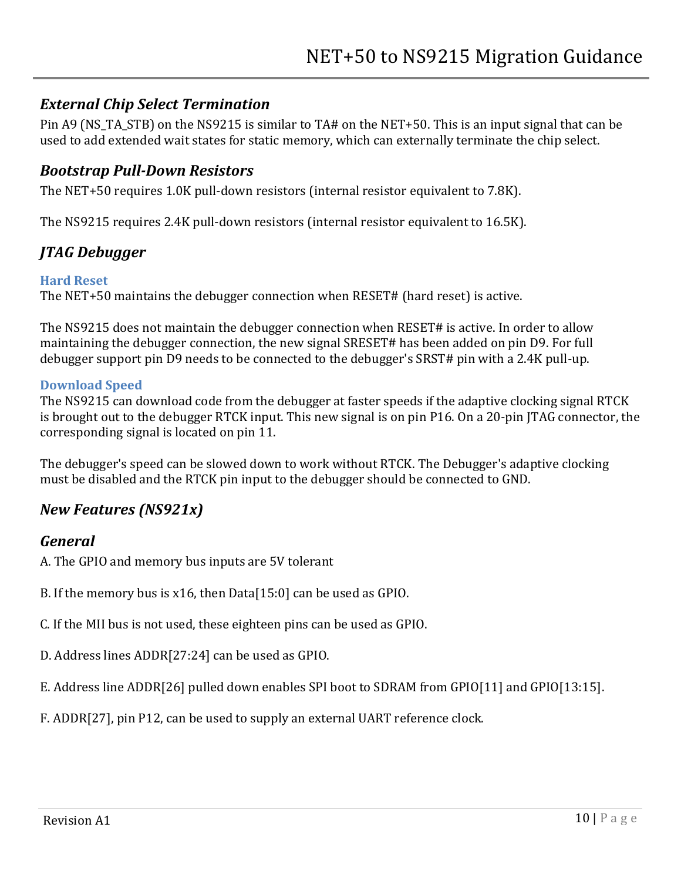## *External Chip Select Termination*

Pin A9 (NS_TA_STB) on the NS9215 is similar to TA# on the NET+50. This is an input signal that can be used to add extended wait states for static memory, which can externally terminate the chip select.

## *Bootstrap Pull-Down Resistors*

The NET+50 requires 1.0K pull-down resistors (internal resistor equivalent to 7.8K).

The NS9215 requires 2.4K pull-down resistors (internal resistor equivalent to 16.5K).

## *JTAG Debugger*

### Hard Reset

The NET+50 maintains the debugger connection when RESET# (hard reset) is active.

The NS9215 does not maintain the debugger connection when RESET# is active. In order to allow maintaining the debugger connection, the new signal SRESET# has been added on pin D9. For full debugger support pin D9 needs to be connected to the debugger's SRST# pin with a 2.4K pull-up.

### Download Speed

The NS9215 can download code from the debugger at faster speeds if the adaptive clocking signal RTCK is brought out to the debugger RTCK input. This new signal is on pin P16. On a 20-pin JTAG connector, the corresponding signal is located on pin 11.

The debugger's speed can be slowed down to work without RTCK. The Debugger's adaptive clocking must be disabled and the RTCK pin input to the debugger should be connected to GND.

## *New Features (NS921x)*

## *General*

A. The GPIO and memory bus inputs are 5V tolerant

B. If the memory bus is x16, then Data[15:0] can be used as GPIO.

C. If the MII bus is not used, these eighteen pins can be used as GPIO.

D. Address lines ADDR[27:24] can be used as GPIO.

E. Address line ADDR[26] pulled down enables SPI boot to SDRAM from GPIO[11] and GPIO[13:15].

F. ADDR[27], pin P12, can be used to supply an external UART reference clock.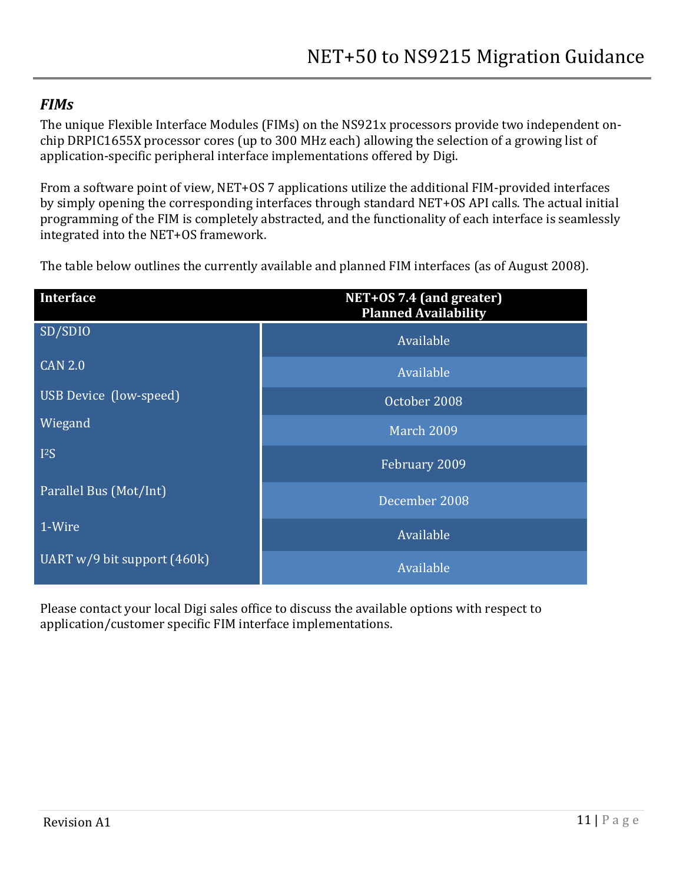### *FIMs*

The unique Flexible Interface Modules (FIMs) on the NS921x processors provide two independent on-chip DRPIC1655X processor cores (up to 300 MHz each) allowing the selection of a growing list of application-specific peripheral interface implementations offered by Digi.

From a software point of view, NET+OS 7 applications utilize the additional FIM-provided interfaces by simply opening the corresponding interfaces through standard NET+OS API calls. The actual initial programming of the FIM is completely abstracted, and the functionality of each interface is seamlessly integrated into the NET+OS framework.

The table below outlines the currently available and planned FIM interfaces (as of August 2008).

| Interface | NET+OS 7.4 (and greater) Planned Availability |
|---|---|
| SD/SDIO | Available |
| CAN 2.0 | Available |
| USB Device (low-speed) | October 2008 |
| Wiegand | March 2009 |
| I²S | February 2009 |
| Parallel Bus (Mot/Int) | December 2008 |
| 1-Wire | Available |
| UART w/9 bit support (460k) | Available |

Please contact your local Digi sales office to discuss the available options with respect to application/customer specific FIM interface implementations.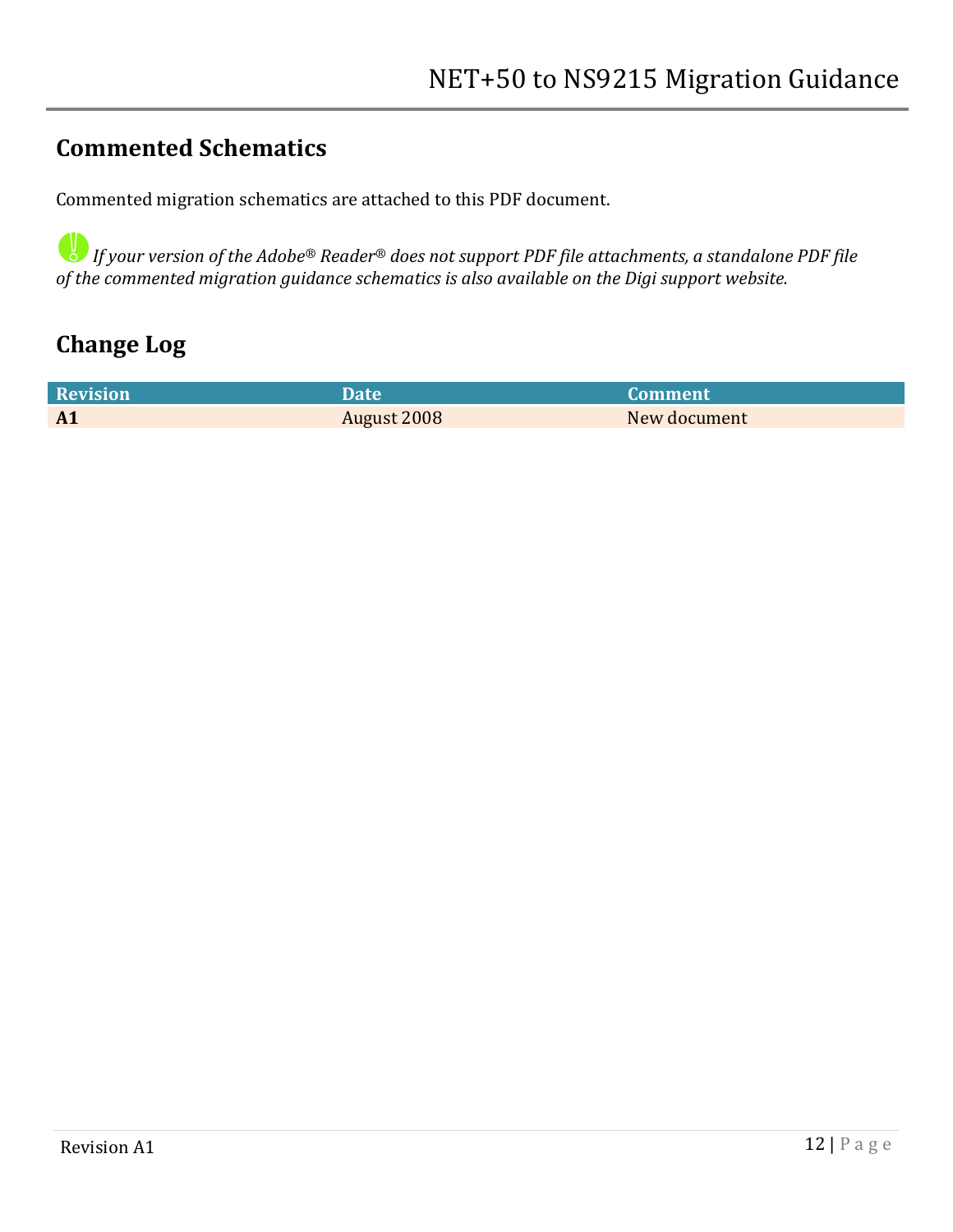## Commented Schematics

Commented migration schematics are attached to this PDF document.

*If your version of the Adobe® Reader® does not support PDF file attachments, a standalone PDF file of the commented migration guidance schematics is also available on the Digi support website.*

## Change Log

| Revision | Date | Comment |
|---|---|---|
| **A1** | August 2008 | New document |